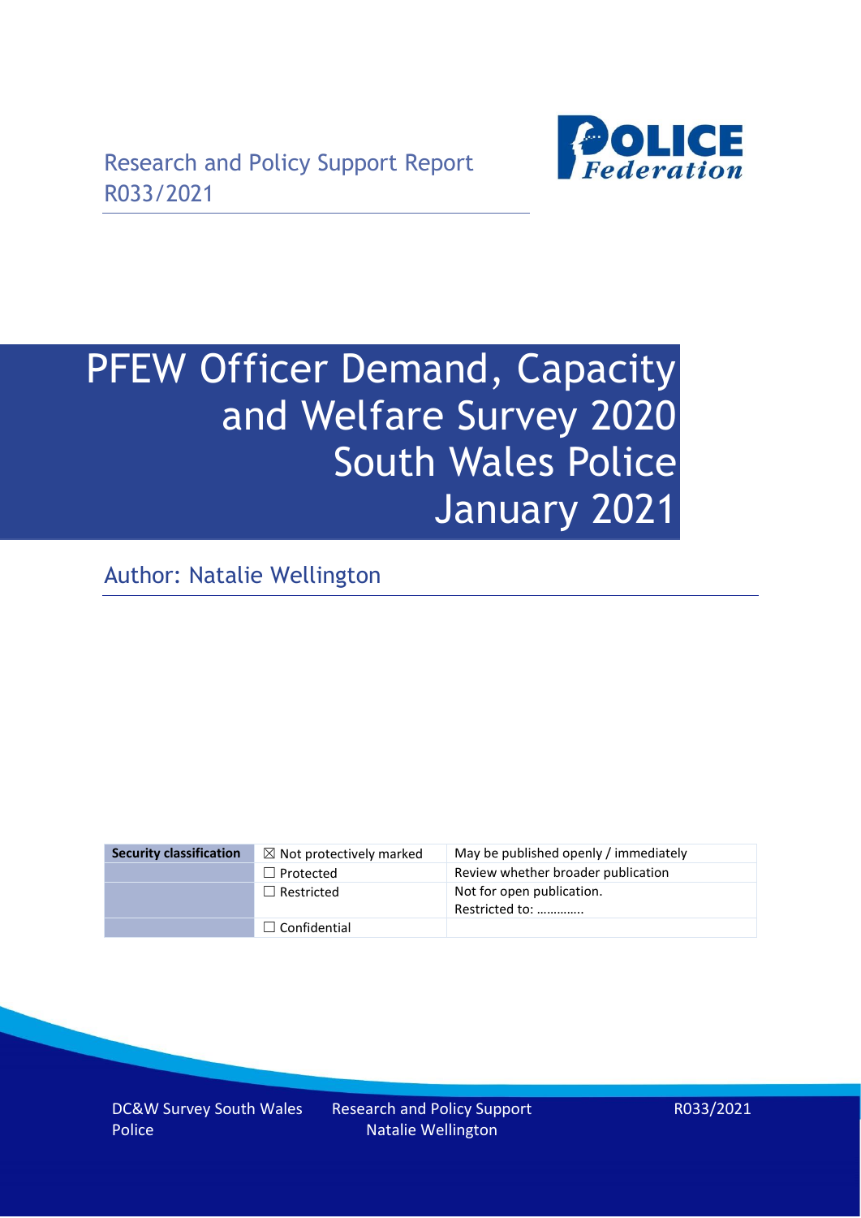Research and Policy Support Report
R033/2021

# PFEW Officer Demand, Capacity and Welfare Survey 2020 South Wales Police January 2021

Author: Natalie Wellington

| Security classification | ☒ Not protectively marked | May be published openly / immediately |
|---|---|---|
| | ☐ Protected | Review whether broader publication |
| | ☐ Restricted | Not for open publication. Restricted to: …………. |
| | ☐ Confidential | |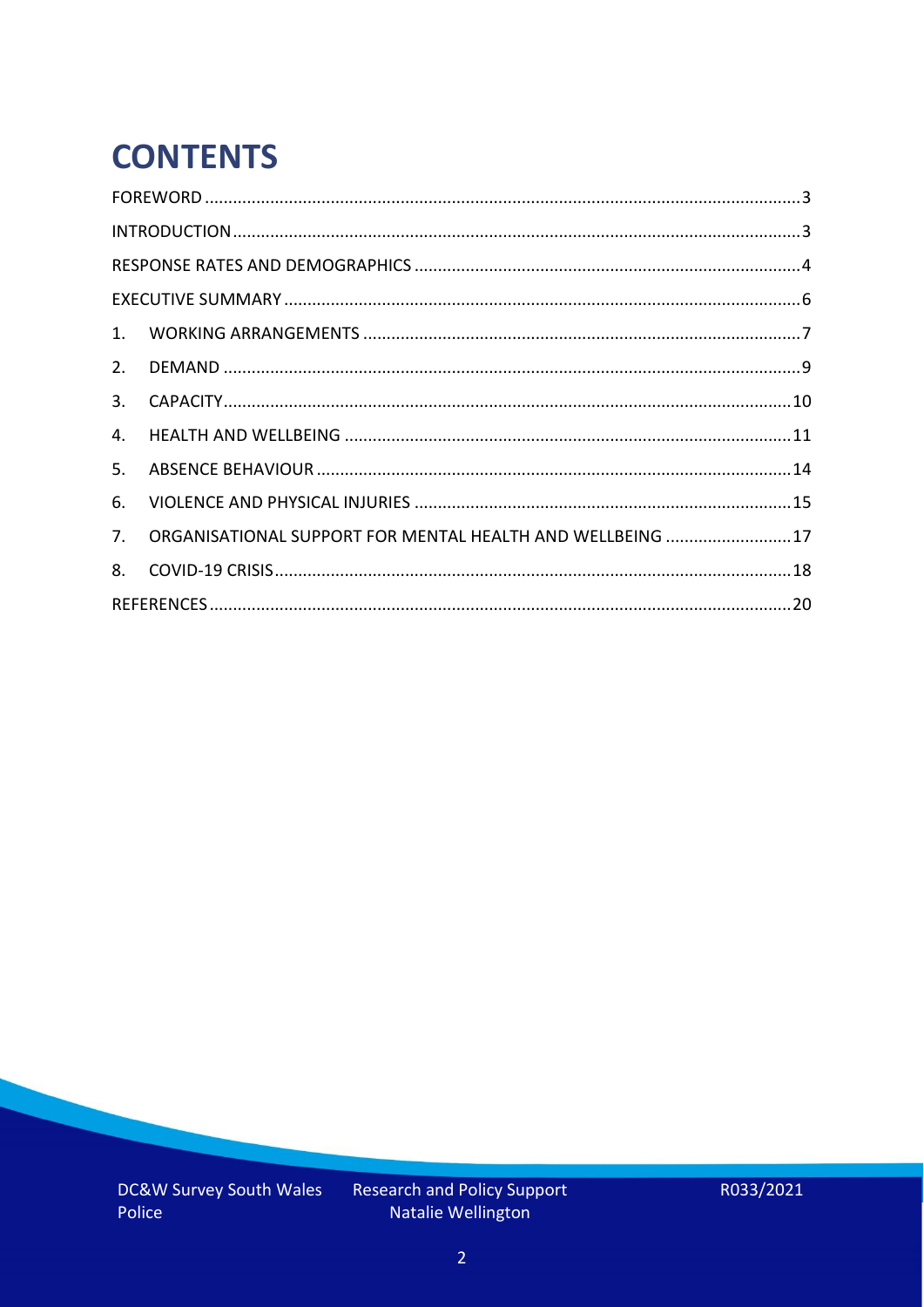# CONTENTS

FOREWORD ........................................................................................................ 3

INTRODUCTION ................................................................................................ 3

RESPONSE RATES AND DEMOGRAPHICS ........................................................... 4

EXECUTIVE SUMMARY ...................................................................................... 6

1. WORKING ARRANGEMENTS ........................................................................ 7
2. DEMAND .................................................................................................... 9
3. CAPACITY ................................................................................................. 10
4. HEALTH AND WELLBEING .......................................................................... 11
5. ABSENCE BEHAVIOUR ............................................................................... 14
6. VIOLENCE AND PHYSICAL INJURIES .......................................................... 15
7. ORGANISATIONAL SUPPORT FOR MENTAL HEALTH AND WELLBEING .......... 17
8. COVID-19 CRISIS ...................................................................................... 18

REFERENCES ................................................................................................... 20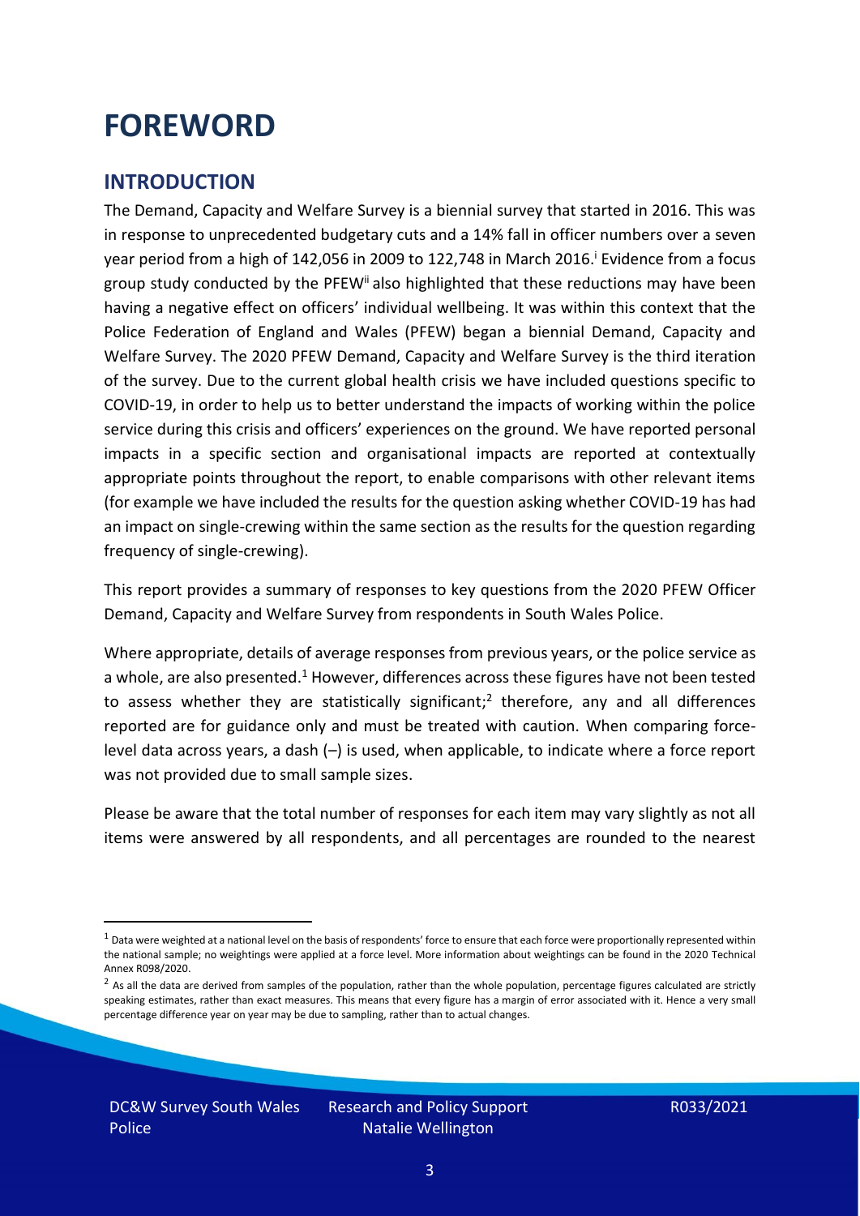# FOREWORD

## INTRODUCTION

The Demand, Capacity and Welfare Survey is a biennial survey that started in 2016. This was in response to unprecedented budgetary cuts and a 14% fall in officer numbers over a seven year period from a high of 142,056 in 2009 to 122,748 in March 2016.[i] Evidence from a focus group study conducted by the PFEW[ii] also highlighted that these reductions may have been having a negative effect on officers' individual wellbeing. It was within this context that the Police Federation of England and Wales (PFEW) began a biennial Demand, Capacity and Welfare Survey. The 2020 PFEW Demand, Capacity and Welfare Survey is the third iteration of the survey. Due to the current global health crisis we have included questions specific to COVID-19, in order to help us to better understand the impacts of working within the police service during this crisis and officers' experiences on the ground. We have reported personal impacts in a specific section and organisational impacts are reported at contextually appropriate points throughout the report, to enable comparisons with other relevant items (for example we have included the results for the question asking whether COVID-19 has had an impact on single-crewing within the same section as the results for the question regarding frequency of single-crewing).

This report provides a summary of responses to key questions from the 2020 PFEW Officer Demand, Capacity and Welfare Survey from respondents in South Wales Police.

Where appropriate, details of average responses from previous years, or the police service as a whole, are also presented.[1] However, differences across these figures have not been tested to assess whether they are statistically significant;[2] therefore, any and all differences reported are for guidance only and must be treated with caution. When comparing force-level data across years, a dash (–) is used, when applicable, to indicate where a force report was not provided due to small sample sizes.

Please be aware that the total number of responses for each item may vary slightly as not all items were answered by all respondents, and all percentages are rounded to the nearest

---

[1] Data were weighted at a national level on the basis of respondents' force to ensure that each force were proportionally represented within the national sample; no weightings were applied at a force level. More information about weightings can be found in the 2020 Technical Annex R098/2020.

[2] As all the data are derived from samples of the population, rather than the whole population, percentage figures calculated are strictly speaking estimates, rather than exact measures. This means that every figure has a margin of error associated with it. Hence a very small percentage difference year on year may be due to sampling, rather than to actual changes.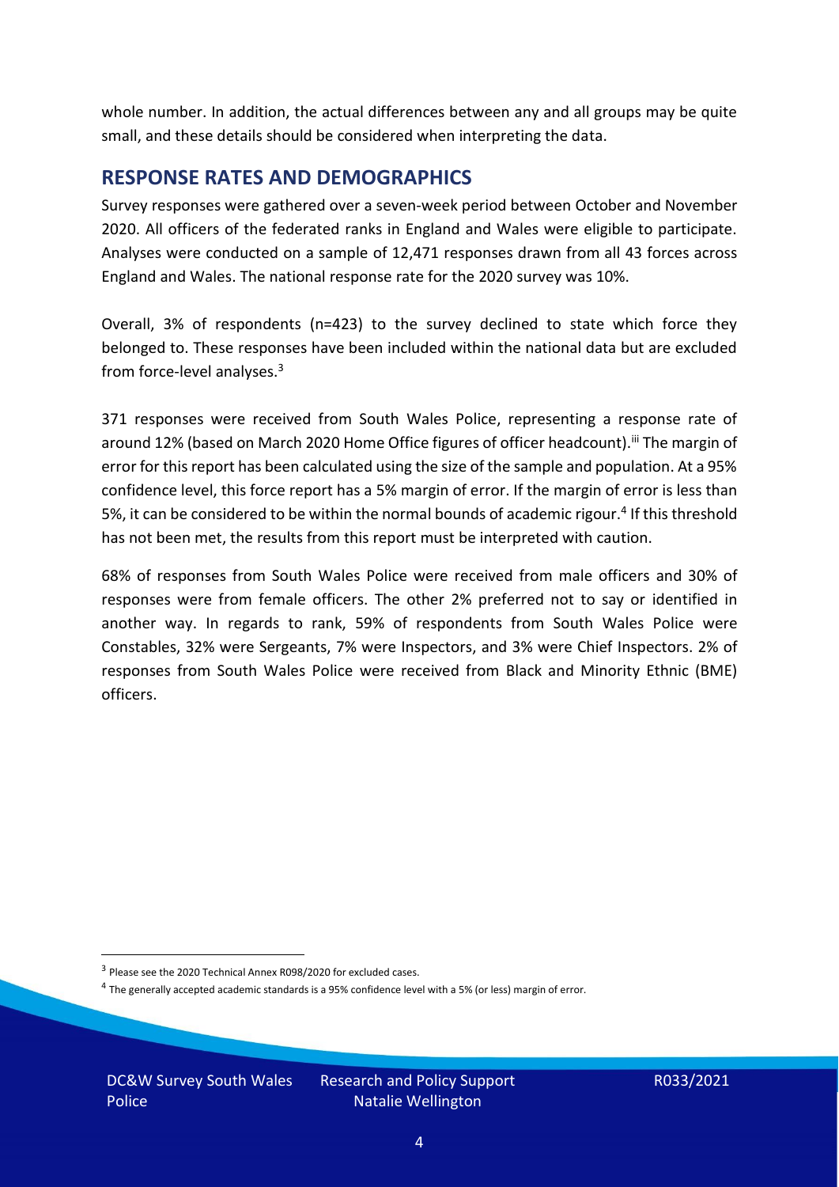whole number. In addition, the actual differences between any and all groups may be quite small, and these details should be considered when interpreting the data.

## RESPONSE RATES AND DEMOGRAPHICS

Survey responses were gathered over a seven-week period between October and November 2020. All officers of the federated ranks in England and Wales were eligible to participate. Analyses were conducted on a sample of 12,471 responses drawn from all 43 forces across England and Wales. The national response rate for the 2020 survey was 10%.

Overall, 3% of respondents (n=423) to the survey declined to state which force they belonged to. These responses have been included within the national data but are excluded from force-level analyses.[3]

371 responses were received from South Wales Police, representing a response rate of around 12% (based on March 2020 Home Office figures of officer headcount).[iii] The margin of error for this report has been calculated using the size of the sample and population. At a 95% confidence level, this force report has a 5% margin of error. If the margin of error is less than 5%, it can be considered to be within the normal bounds of academic rigour.[4] If this threshold has not been met, the results from this report must be interpreted with caution.

68% of responses from South Wales Police were received from male officers and 30% of responses were from female officers. The other 2% preferred not to say or identified in another way. In regards to rank, 59% of respondents from South Wales Police were Constables, 32% were Sergeants, 7% were Inspectors, and 3% were Chief Inspectors. 2% of responses from South Wales Police were received from Black and Minority Ethnic (BME) officers.

[3] Please see the 2020 Technical Annex R098/2020 for excluded cases.

[4] The generally accepted academic standards is a 95% confidence level with a 5% (or less) margin of error.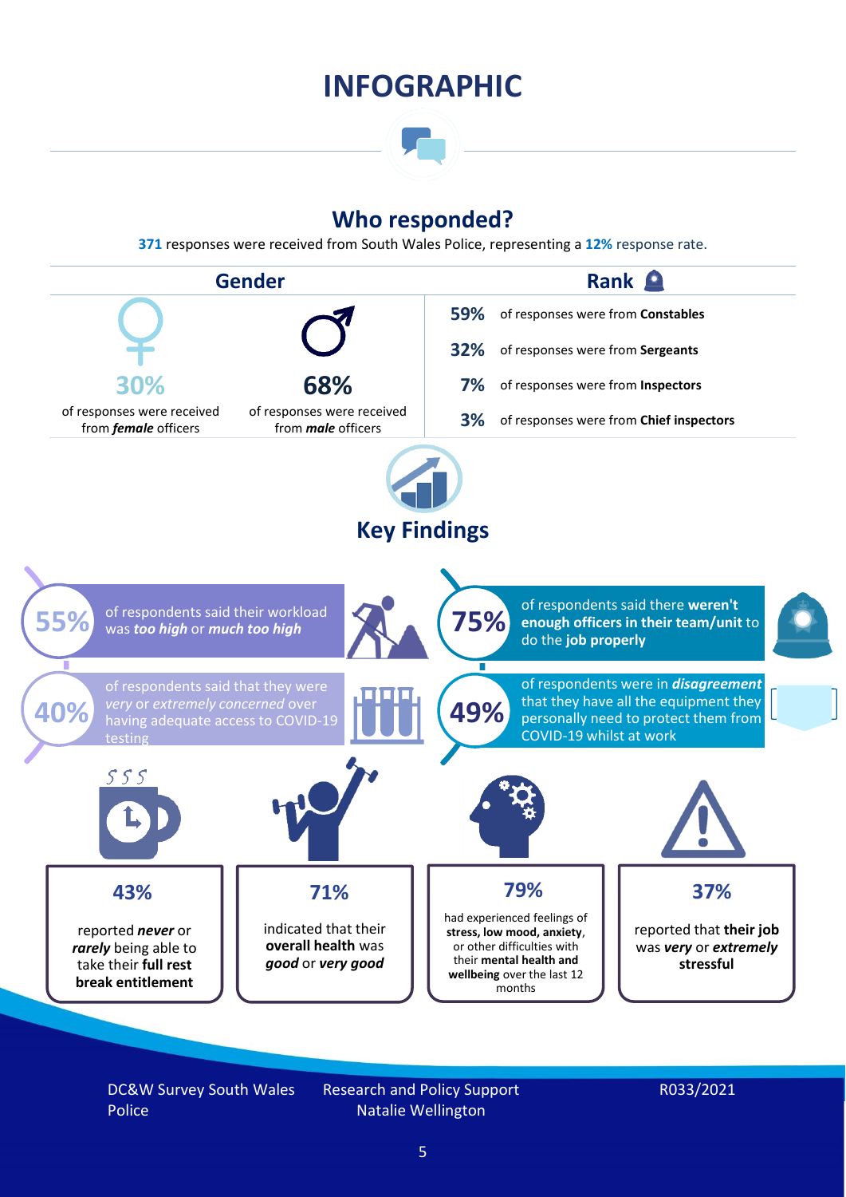# INFOGRAPHIC

## Who responded?

**371** responses were received from South Wales Police, representing a **12%** response rate.

### Gender

**30%** of responses were received from ***female*** officers

**68%** of responses were received from ***male*** officers

### Rank

**59%** of responses were from **Constables**

**32%** of responses were from **Sergeants**

**7%** of responses were from **Inspectors**

**3%** of responses were from **Chief inspectors**

## Key Findings

**55%** of respondents said their workload was ***too high*** or ***much too high***

**75%** of respondents said there **weren't enough officers in their team/unit** to do the **job properly**

**40%** of respondents said that they were *very* or *extremely concerned* over having adequate access to COVID-19 testing

**49%** of respondents were in ***disagreement*** that they have all the equipment they personally need to protect them from COVID-19 whilst at work

**43%** reported ***never*** or ***rarely*** being able to take their **full rest break entitlement**

**71%** indicated that their **overall health** was ***good*** or ***very good***

**79%** had experienced feelings of **stress, low mood, anxiety**, or other difficulties with their **mental health and wellbeing** over the last 12 months

**37%** reported that **their job** was ***very*** or ***extremely*** **stressful**

DC&W Survey South Wales Police

Research and Policy Support
Natalie Wellington

R033/2021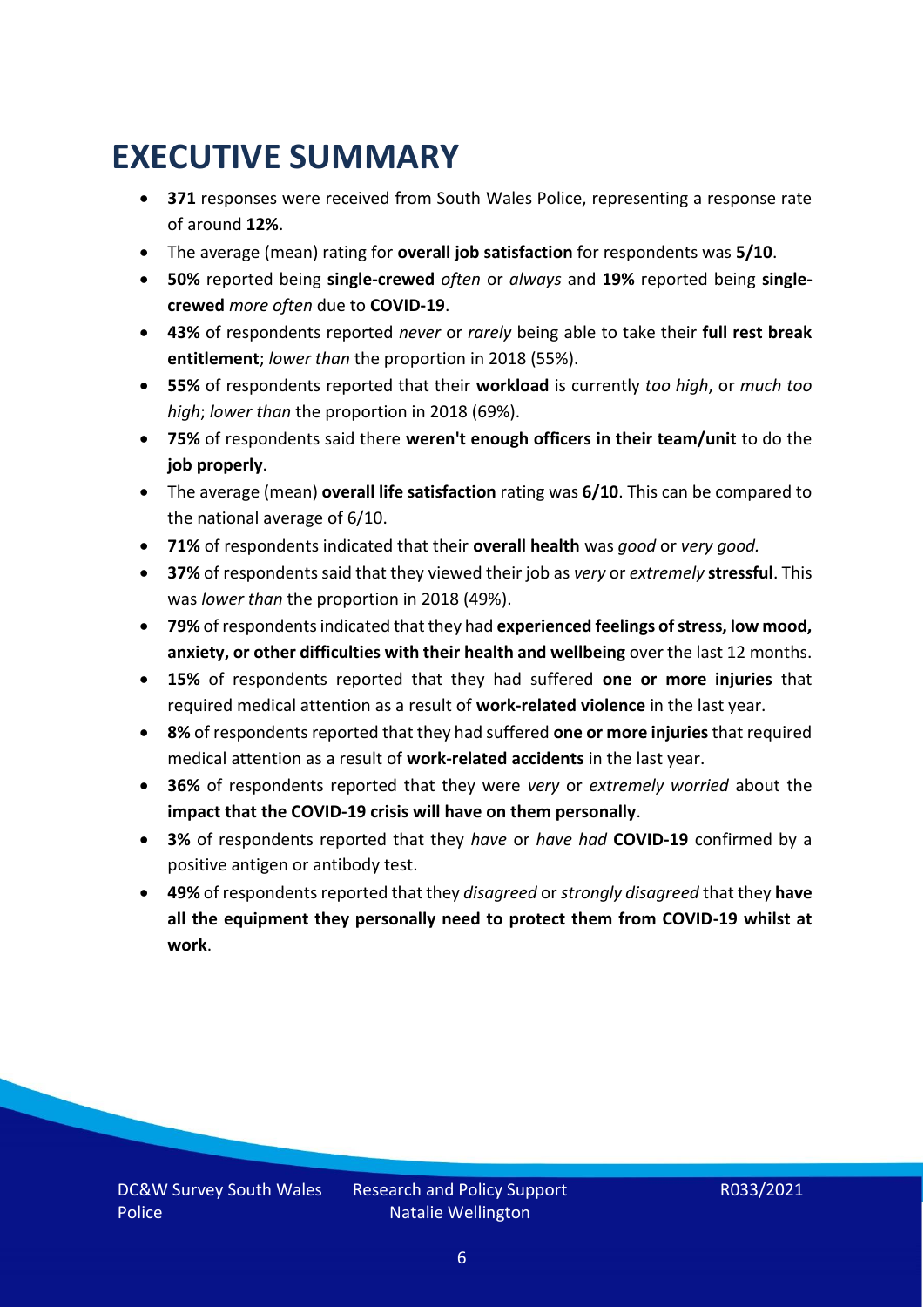# EXECUTIVE SUMMARY

- **371** responses were received from South Wales Police, representing a response rate of around **12%**.
- The average (mean) rating for **overall job satisfaction** for respondents was **5/10**.
- **50%** reported being **single-crewed** *often* or *always* and **19%** reported being **single-crewed** *more often* due to **COVID-19**.
- **43%** of respondents reported *never* or *rarely* being able to take their **full rest break entitlement**; *lower than* the proportion in 2018 (55%).
- **55%** of respondents reported that their **workload** is currently *too high*, or *much too high*; *lower than* the proportion in 2018 (69%).
- **75%** of respondents said there **weren't enough officers in their team/unit** to do the **job properly**.
- The average (mean) **overall life satisfaction** rating was **6/10**. This can be compared to the national average of 6/10.
- **71%** of respondents indicated that their **overall health** was *good* or *very good.*
- **37%** of respondents said that they viewed their job as *very* or *extremely* **stressful**. This was *lower than* the proportion in 2018 (49%).
- **79%** of respondents indicated that they had **experienced feelings of stress, low mood, anxiety, or other difficulties with their health and wellbeing** over the last 12 months.
- **15%** of respondents reported that they had suffered **one or more injuries** that required medical attention as a result of **work-related violence** in the last year.
- **8%** of respondents reported that they had suffered **one or more injuries** that required medical attention as a result of **work-related accidents** in the last year.
- **36%** of respondents reported that they were *very* or *extremely worried* about the **impact that the COVID-19 crisis will have on them personally**.
- **3%** of respondents reported that they *have* or *have had* **COVID-19** confirmed by a positive antigen or antibody test.
- **49%** of respondents reported that they *disagreed* or *strongly disagreed* that they **have all the equipment they personally need to protect them from COVID-19 whilst at work**.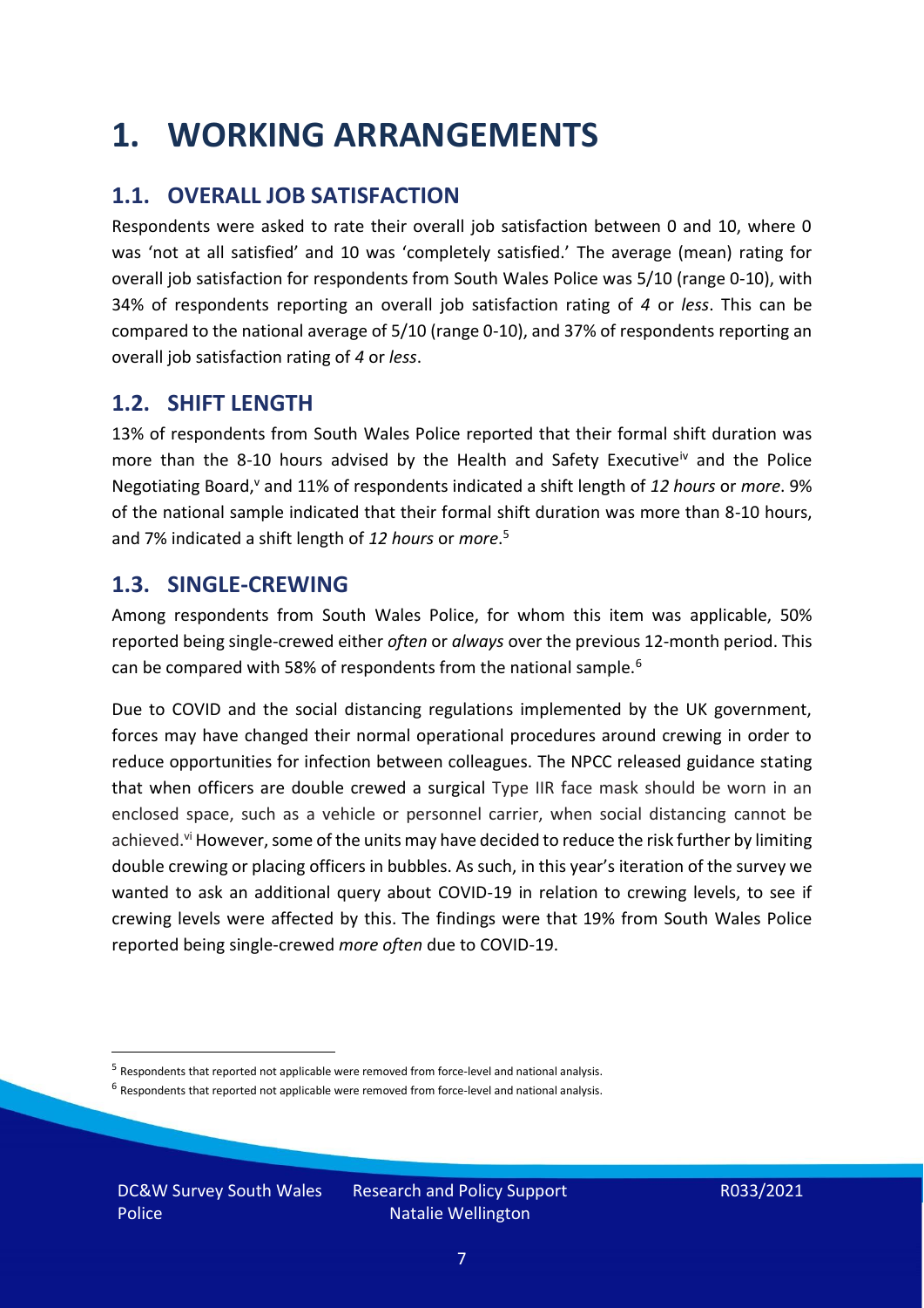# 1. WORKING ARRANGEMENTS

## 1.1. OVERALL JOB SATISFACTION

Respondents were asked to rate their overall job satisfaction between 0 and 10, where 0 was 'not at all satisfied' and 10 was 'completely satisfied.' The average (mean) rating for overall job satisfaction for respondents from South Wales Police was 5/10 (range 0-10), with 34% of respondents reporting an overall job satisfaction rating of *4* or *less*. This can be compared to the national average of 5/10 (range 0-10), and 37% of respondents reporting an overall job satisfaction rating of *4* or *less*.

## 1.2. SHIFT LENGTH

13% of respondents from South Wales Police reported that their formal shift duration was more than the 8-10 hours advised by the Health and Safety Executive[iv] and the Police Negotiating Board,[v] and 11% of respondents indicated a shift length of *12 hours* or *more*. 9% of the national sample indicated that their formal shift duration was more than 8-10 hours, and 7% indicated a shift length of *12 hours* or *more*.[5]

## 1.3. SINGLE-CREWING

Among respondents from South Wales Police, for whom this item was applicable, 50% reported being single-crewed either *often* or *always* over the previous 12-month period. This can be compared with 58% of respondents from the national sample.[6]

Due to COVID and the social distancing regulations implemented by the UK government, forces may have changed their normal operational procedures around crewing in order to reduce opportunities for infection between colleagues. The NPCC released guidance stating that when officers are double crewed a surgical Type IIR face mask should be worn in an enclosed space, such as a vehicle or personnel carrier, when social distancing cannot be achieved.[vi] However, some of the units may have decided to reduce the risk further by limiting double crewing or placing officers in bubbles. As such, in this year's iteration of the survey we wanted to ask an additional query about COVID-19 in relation to crewing levels, to see if crewing levels were affected by this. The findings were that 19% from South Wales Police reported being single-crewed *more often* due to COVID-19.

---

[5] Respondents that reported not applicable were removed from force-level and national analysis.

[6] Respondents that reported not applicable were removed from force-level and national analysis.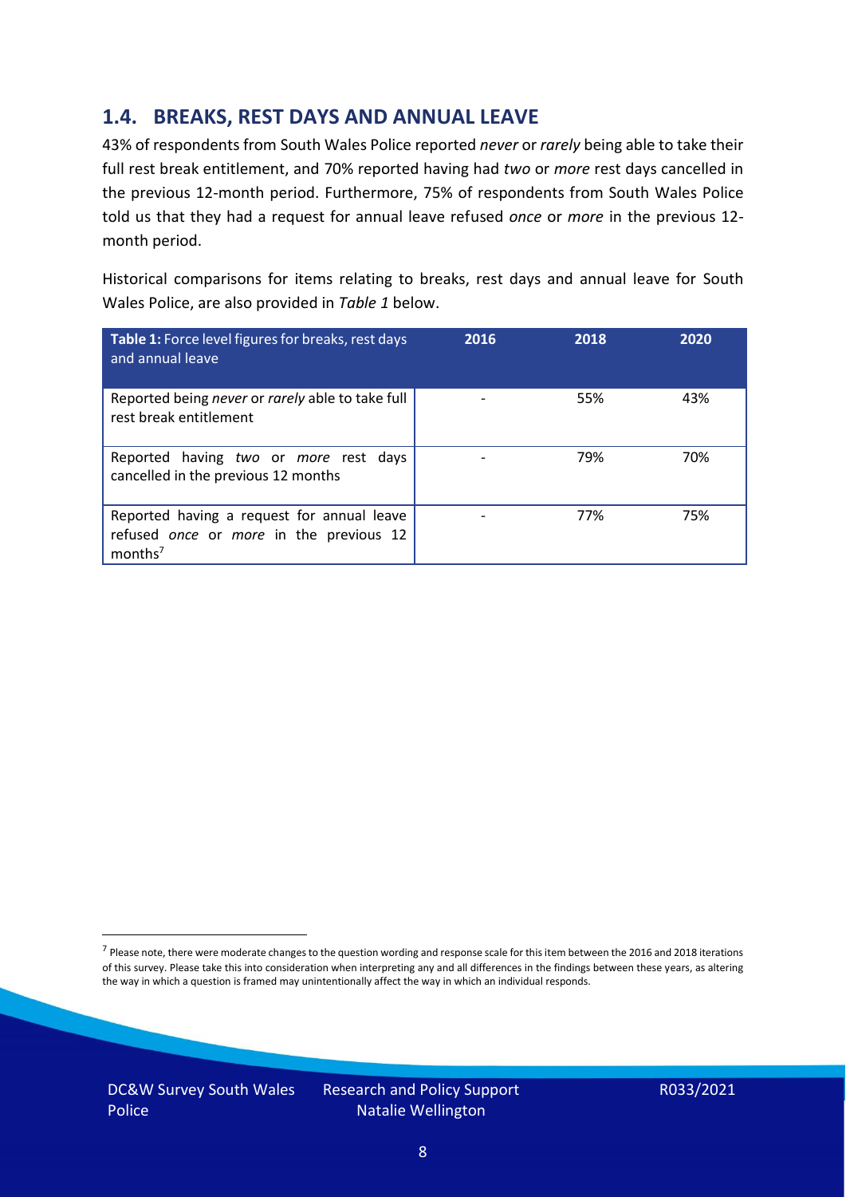## 1.4. BREAKS, REST DAYS AND ANNUAL LEAVE

43% of respondents from South Wales Police reported *never* or *rarely* being able to take their full rest break entitlement, and 70% reported having had *two* or *more* rest days cancelled in the previous 12-month period. Furthermore, 75% of respondents from South Wales Police told us that they had a request for annual leave refused *once* or *more* in the previous 12-month period.

Historical comparisons for items relating to breaks, rest days and annual leave for South Wales Police, are also provided in *Table 1* below.

| **Table 1:** Force level figures for breaks, rest days and annual leave | 2016 | 2018 | 2020 |
|---|---|---|---|
| Reported being *never* or *rarely* able to take full rest break entitlement | - | 55% | 43% |
| Reported having *two* or *more* rest days cancelled in the previous 12 months | - | 79% | 70% |
| Reported having a request for annual leave refused *once* or *more* in the previous 12 months[7] | - | 77% | 75% |

[7] Please note, there were moderate changes to the question wording and response scale for this item between the 2016 and 2018 iterations of this survey. Please take this into consideration when interpreting any and all differences in the findings between these years, as altering the way in which a question is framed may unintentionally affect the way in which an individual responds.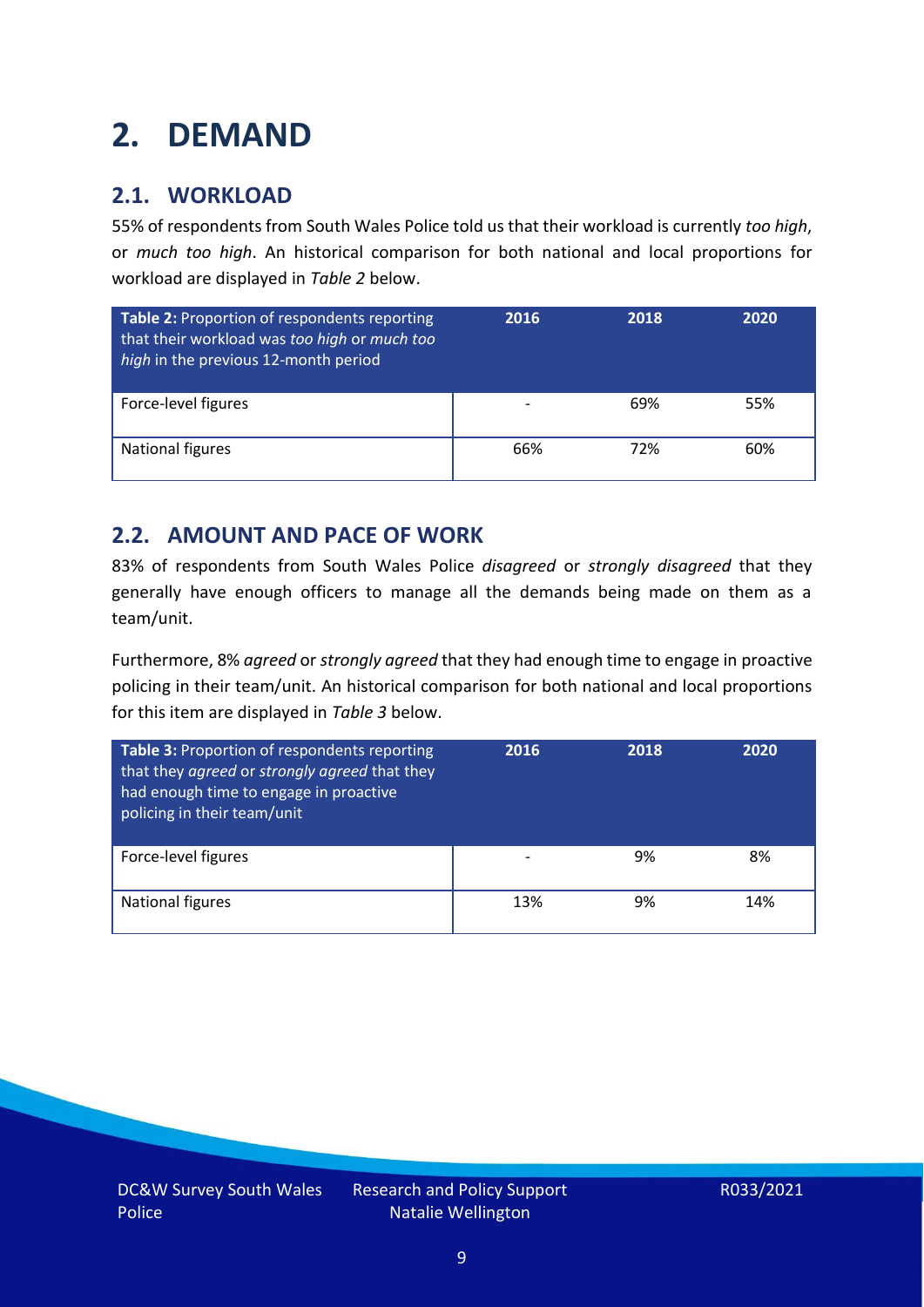# 2. DEMAND

## 2.1. WORKLOAD

55% of respondents from South Wales Police told us that their workload is currently *too high*, or *much too high*. An historical comparison for both national and local proportions for workload are displayed in *Table 2* below.

| **Table 2:** Proportion of respondents reporting that their workload was *too high* or *much too high* in the previous 12-month period | 2016 | 2018 | 2020 |
|---|---|---|---|
| Force-level figures | - | 69% | 55% |
| National figures | 66% | 72% | 60% |

## 2.2. AMOUNT AND PACE OF WORK

83% of respondents from South Wales Police *disagreed* or *strongly disagreed* that they generally have enough officers to manage all the demands being made on them as a team/unit.

Furthermore, 8% *agreed* or *strongly agreed* that they had enough time to engage in proactive policing in their team/unit. An historical comparison for both national and local proportions for this item are displayed in *Table 3* below.

| **Table 3:** Proportion of respondents reporting that they *agreed* or *strongly agreed* that they had enough time to engage in proactive policing in their team/unit | 2016 | 2018 | 2020 |
|---|---|---|---|
| Force-level figures | - | 9% | 8% |
| National figures | 13% | 9% | 14% |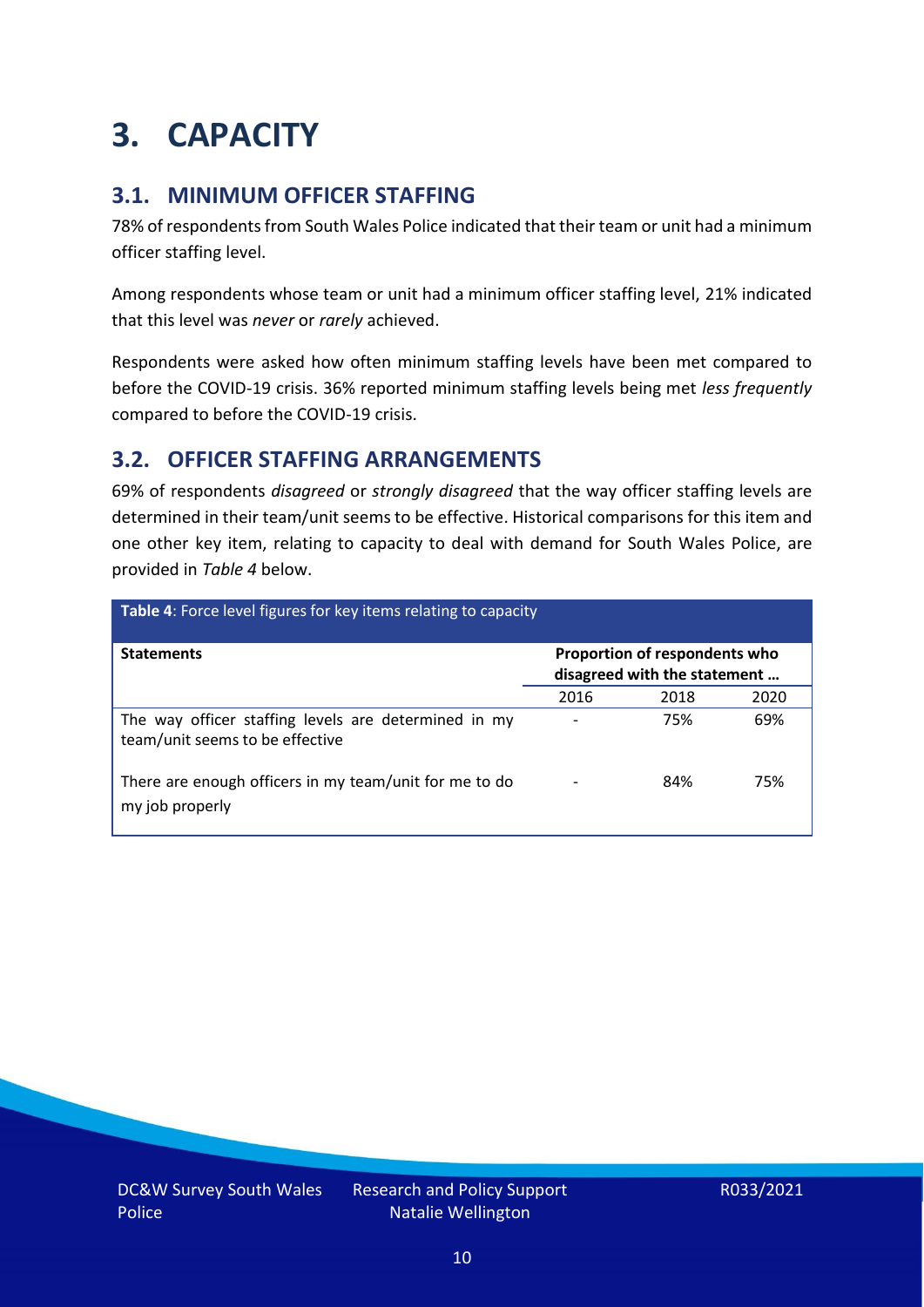# 3. CAPACITY

## 3.1. MINIMUM OFFICER STAFFING

78% of respondents from South Wales Police indicated that their team or unit had a minimum officer staffing level.

Among respondents whose team or unit had a minimum officer staffing level, 21% indicated that this level was *never* or *rarely* achieved.

Respondents were asked how often minimum staffing levels have been met compared to before the COVID-19 crisis. 36% reported minimum staffing levels being met *less frequently* compared to before the COVID-19 crisis.

## 3.2. OFFICER STAFFING ARRANGEMENTS

69% of respondents *disagreed* or *strongly disagreed* that the way officer staffing levels are determined in their team/unit seems to be effective. Historical comparisons for this item and one other key item, relating to capacity to deal with demand for South Wales Police, are provided in *Table 4* below.

**Table 4**: Force level figures for key items relating to capacity

| Statements | Proportion of respondents who disagreed with the statement … | | |
|---|---|---|---|
| | 2016 | 2018 | 2020 |
| The way officer staffing levels are determined in my team/unit seems to be effective | - | 75% | 69% |
| There are enough officers in my team/unit for me to do my job properly | - | 84% | 75% |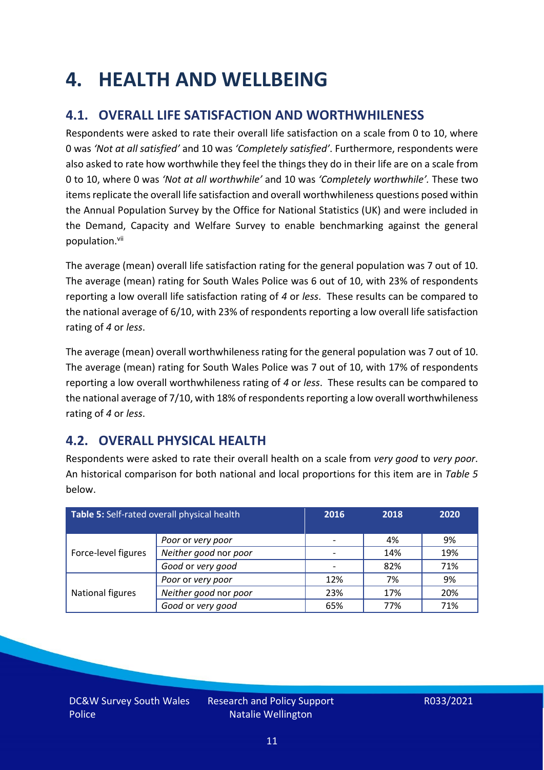# 4. HEALTH AND WELLBEING

## 4.1. OVERALL LIFE SATISFACTION AND WORTHWHILENESS

Respondents were asked to rate their overall life satisfaction on a scale from 0 to 10, where 0 was *'Not at all satisfied'* and 10 was *'Completely satisfied'*. Furthermore, respondents were also asked to rate how worthwhile they feel the things they do in their life are on a scale from 0 to 10, where 0 was *'Not at all worthwhile'* and 10 was *'Completely worthwhile'.* These two items replicate the overall life satisfaction and overall worthwhileness questions posed within the Annual Population Survey by the Office for National Statistics (UK) and were included in the Demand, Capacity and Welfare Survey to enable benchmarking against the general population.[vii]

The average (mean) overall life satisfaction rating for the general population was 7 out of 10. The average (mean) rating for South Wales Police was 6 out of 10, with 23% of respondents reporting a low overall life satisfaction rating of *4* or *less*. These results can be compared to the national average of 6/10, with 23% of respondents reporting a low overall life satisfaction rating of *4* or *less*.

The average (mean) overall worthwhileness rating for the general population was 7 out of 10. The average (mean) rating for South Wales Police was 7 out of 10, with 17% of respondents reporting a low overall worthwhileness rating of *4* or *less*. These results can be compared to the national average of 7/10, with 18% of respondents reporting a low overall worthwhileness rating of *4* or *less*.

## 4.2. OVERALL PHYSICAL HEALTH

Respondents were asked to rate their overall health on a scale from *very good* to *very poor*. An historical comparison for both national and local proportions for this item are in *Table 5* below.

| **Table 5:** Self-rated overall physical health | | 2016 | 2018 | 2020 |
|---|---|---|---|---|
| Force-level figures | *Poor* or *very poor* | - | 4% | 9% |
| | *Neither good* nor *poor* | - | 14% | 19% |
| | *Good* or *very good* | - | 82% | 71% |
| National figures | *Poor* or *very poor* | 12% | 7% | 9% |
| | *Neither good* nor *poor* | 23% | 17% | 20% |
| | *Good* or *very good* | 65% | 77% | 71% |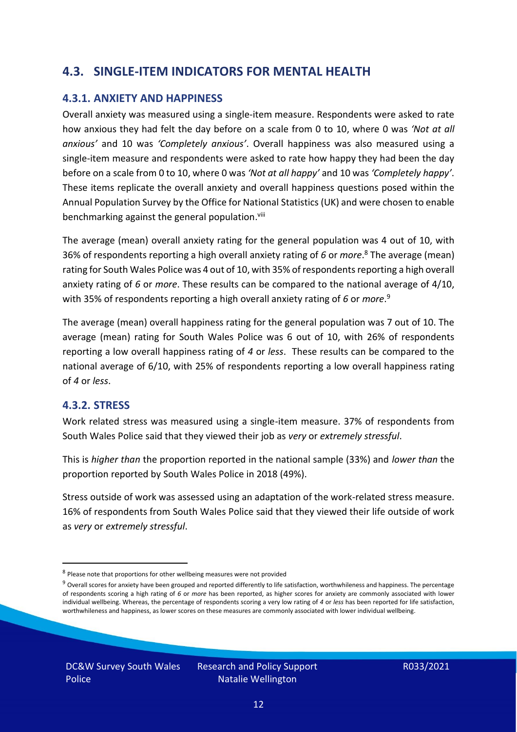## 4.3. SINGLE-ITEM INDICATORS FOR MENTAL HEALTH

### 4.3.1. ANXIETY AND HAPPINESS

Overall anxiety was measured using a single-item measure. Respondents were asked to rate how anxious they had felt the day before on a scale from 0 to 10, where 0 was *'Not at all anxious'* and 10 was *'Completely anxious'*. Overall happiness was also measured using a single-item measure and respondents were asked to rate how happy they had been the day before on a scale from 0 to 10, where 0 was *'Not at all happy'* and 10 was *'Completely happy'*. These items replicate the overall anxiety and overall happiness questions posed within the Annual Population Survey by the Office for National Statistics (UK) and were chosen to enable benchmarking against the general population.[viii]

The average (mean) overall anxiety rating for the general population was 4 out of 10, with 36% of respondents reporting a high overall anxiety rating of *6* or *more*.[8] The average (mean) rating for South Wales Police was 4 out of 10, with 35% of respondents reporting a high overall anxiety rating of *6* or *more*. These results can be compared to the national average of 4/10, with 35% of respondents reporting a high overall anxiety rating of *6* or *more*.[9]

The average (mean) overall happiness rating for the general population was 7 out of 10. The average (mean) rating for South Wales Police was 6 out of 10, with 26% of respondents reporting a low overall happiness rating of *4* or *less*. These results can be compared to the national average of 6/10, with 25% of respondents reporting a low overall happiness rating of *4* or *less*.

### 4.3.2. STRESS

Work related stress was measured using a single-item measure. 37% of respondents from South Wales Police said that they viewed their job as *very* or *extremely stressful*.

This is *higher than* the proportion reported in the national sample (33%) and *lower than* the proportion reported by South Wales Police in 2018 (49%).

Stress outside of work was assessed using an adaptation of the work-related stress measure. 16% of respondents from South Wales Police said that they viewed their life outside of work as *very* or *extremely stressful*.

---

[8] Please note that proportions for other wellbeing measures were not provided

[9] Overall scores for anxiety have been grouped and reported differently to life satisfaction, worthwhileness and happiness. The percentage of respondents scoring a high rating of *6* or *more* has been reported, as higher scores for anxiety are commonly associated with lower individual wellbeing. Whereas, the percentage of respondents scoring a very low rating of *4* or *less* has been reported for life satisfaction, worthwhileness and happiness, as lower scores on these measures are commonly associated with lower individual wellbeing.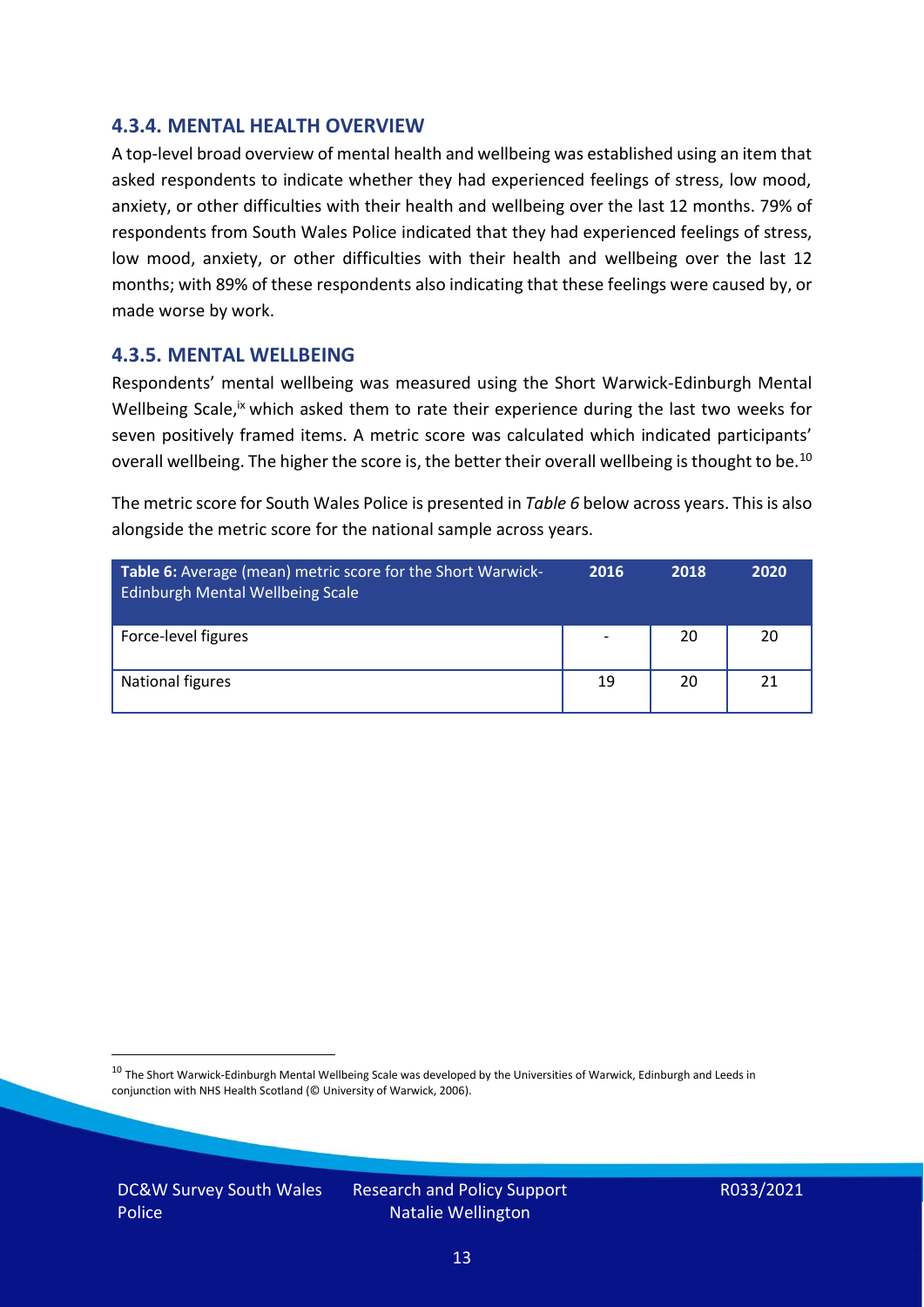### 4.3.4. MENTAL HEALTH OVERVIEW

A top-level broad overview of mental health and wellbeing was established using an item that asked respondents to indicate whether they had experienced feelings of stress, low mood, anxiety, or other difficulties with their health and wellbeing over the last 12 months. 79% of respondents from South Wales Police indicated that they had experienced feelings of stress, low mood, anxiety, or other difficulties with their health and wellbeing over the last 12 months; with 89% of these respondents also indicating that these feelings were caused by, or made worse by work.

### 4.3.5. MENTAL WELLBEING

Respondents' mental wellbeing was measured using the Short Warwick-Edinburgh Mental Wellbeing Scale,[ix] which asked them to rate their experience during the last two weeks for seven positively framed items. A metric score was calculated which indicated participants' overall wellbeing. The higher the score is, the better their overall wellbeing is thought to be.[10]

The metric score for South Wales Police is presented in *Table 6* below across years. This is also alongside the metric score for the national sample across years.

| **Table 6:** Average (mean) metric score for the Short Warwick-Edinburgh Mental Wellbeing Scale | 2016 | 2018 | 2020 |
|---|---|---|---|
| Force-level figures | - | 20 | 20 |
| National figures | 19 | 20 | 21 |

[10] The Short Warwick-Edinburgh Mental Wellbeing Scale was developed by the Universities of Warwick, Edinburgh and Leeds in conjunction with NHS Health Scotland (© University of Warwick, 2006).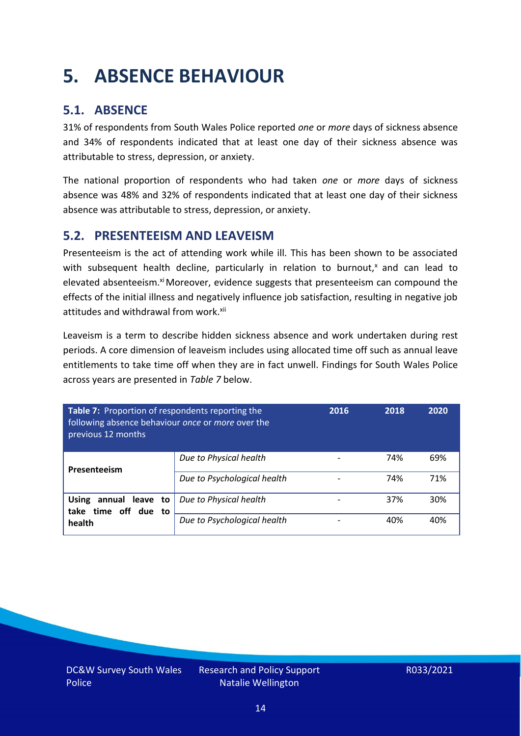# 5. ABSENCE BEHAVIOUR

## 5.1. ABSENCE

31% of respondents from South Wales Police reported *one* or *more* days of sickness absence and 34% of respondents indicated that at least one day of their sickness absence was attributable to stress, depression, or anxiety.

The national proportion of respondents who had taken *one* or *more* days of sickness absence was 48% and 32% of respondents indicated that at least one day of their sickness absence was attributable to stress, depression, or anxiety.

## 5.2. PRESENTEEISM AND LEAVEISM

Presenteeism is the act of attending work while ill. This has been shown to be associated with subsequent health decline, particularly in relation to burnout,[x] and can lead to elevated absenteeism.[xi] Moreover, evidence suggests that presenteeism can compound the effects of the initial illness and negatively influence job satisfaction, resulting in negative job attitudes and withdrawal from work.[xii]

Leaveism is a term to describe hidden sickness absence and work undertaken during rest periods. A core dimension of leaveism includes using allocated time off such as annual leave entitlements to take time off when they are in fact unwell. Findings for South Wales Police across years are presented in *Table 7* below.

| **Table 7:** Proportion of respondents reporting the following absence behaviour *once* or *more* over the previous 12 months | | 2016 | 2018 | 2020 |
|---|---|---|---|---|
| **Presenteeism** | *Due to Physical health* | - | 74% | 69% |
| | *Due to Psychological health* | - | 74% | 71% |
| **Using annual leave to take time off due to health** | *Due to Physical health* | - | 37% | 30% |
| | *Due to Psychological health* | - | 40% | 40% |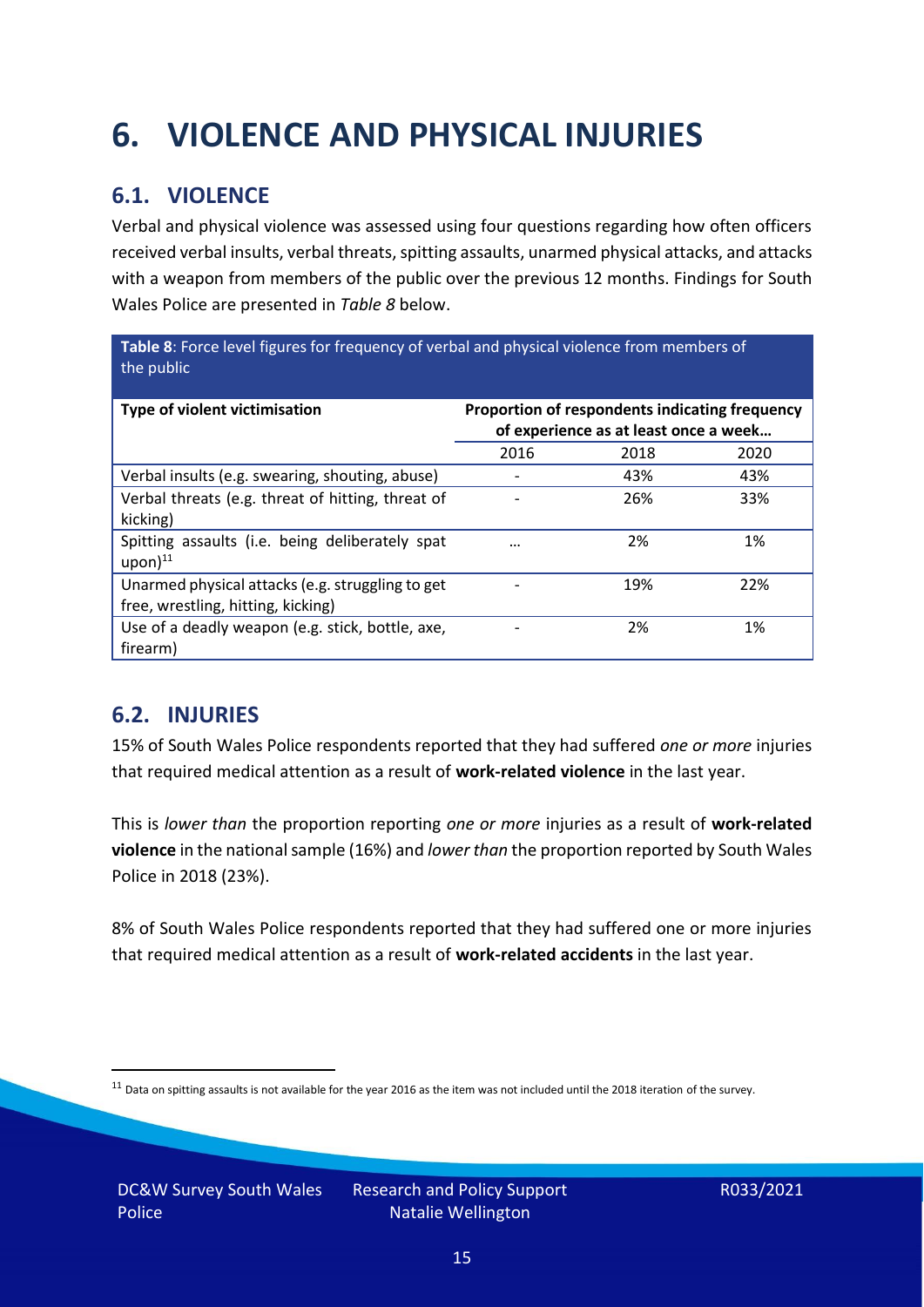# 6. VIOLENCE AND PHYSICAL INJURIES

## 6.1. VIOLENCE

Verbal and physical violence was assessed using four questions regarding how often officers received verbal insults, verbal threats, spitting assaults, unarmed physical attacks, and attacks with a weapon from members of the public over the previous 12 months. Findings for South Wales Police are presented in *Table 8* below.

**Table 8**: Force level figures for frequency of verbal and physical violence from members of the public

| Type of violent victimisation | Proportion of respondents indicating frequency of experience as at least once a week… | | |
|---|---|---|---|
| | 2016 | 2018 | 2020 |
| Verbal insults (e.g. swearing, shouting, abuse) | - | 43% | 43% |
| Verbal threats (e.g. threat of hitting, threat of kicking) | - | 26% | 33% |
| Spitting assaults (i.e. being deliberately spat upon)[11] | … | 2% | 1% |
| Unarmed physical attacks (e.g. struggling to get free, wrestling, hitting, kicking) | - | 19% | 22% |
| Use of a deadly weapon (e.g. stick, bottle, axe, firearm) | - | 2% | 1% |

## 6.2. INJURIES

15% of South Wales Police respondents reported that they had suffered *one or more* injuries that required medical attention as a result of **work-related violence** in the last year.

This is *lower than* the proportion reporting *one or more* injuries as a result of **work-related violence** in the national sample (16%) and *lower than* the proportion reported by South Wales Police in 2018 (23%).

8% of South Wales Police respondents reported that they had suffered one or more injuries that required medical attention as a result of **work-related accidents** in the last year.

[11] Data on spitting assaults is not available for the year 2016 as the item was not included until the 2018 iteration of the survey.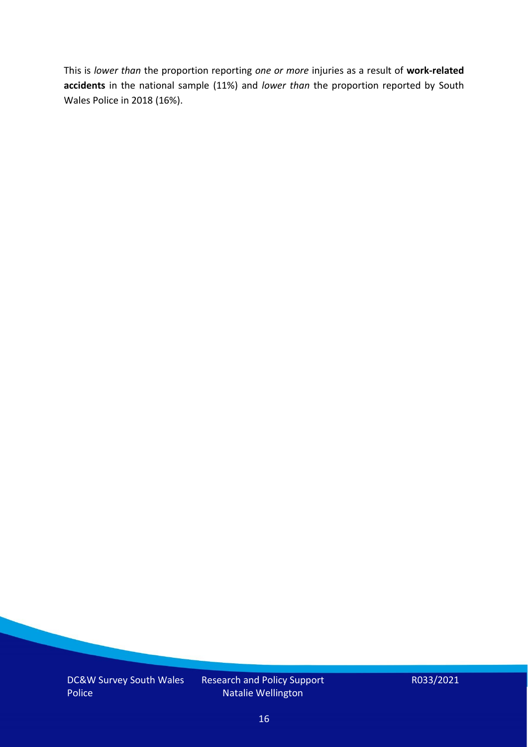This is *lower than* the proportion reporting *one or more* injuries as a result of **work-related accidents** in the national sample (11%) and *lower than* the proportion reported by South Wales Police in 2018 (16%).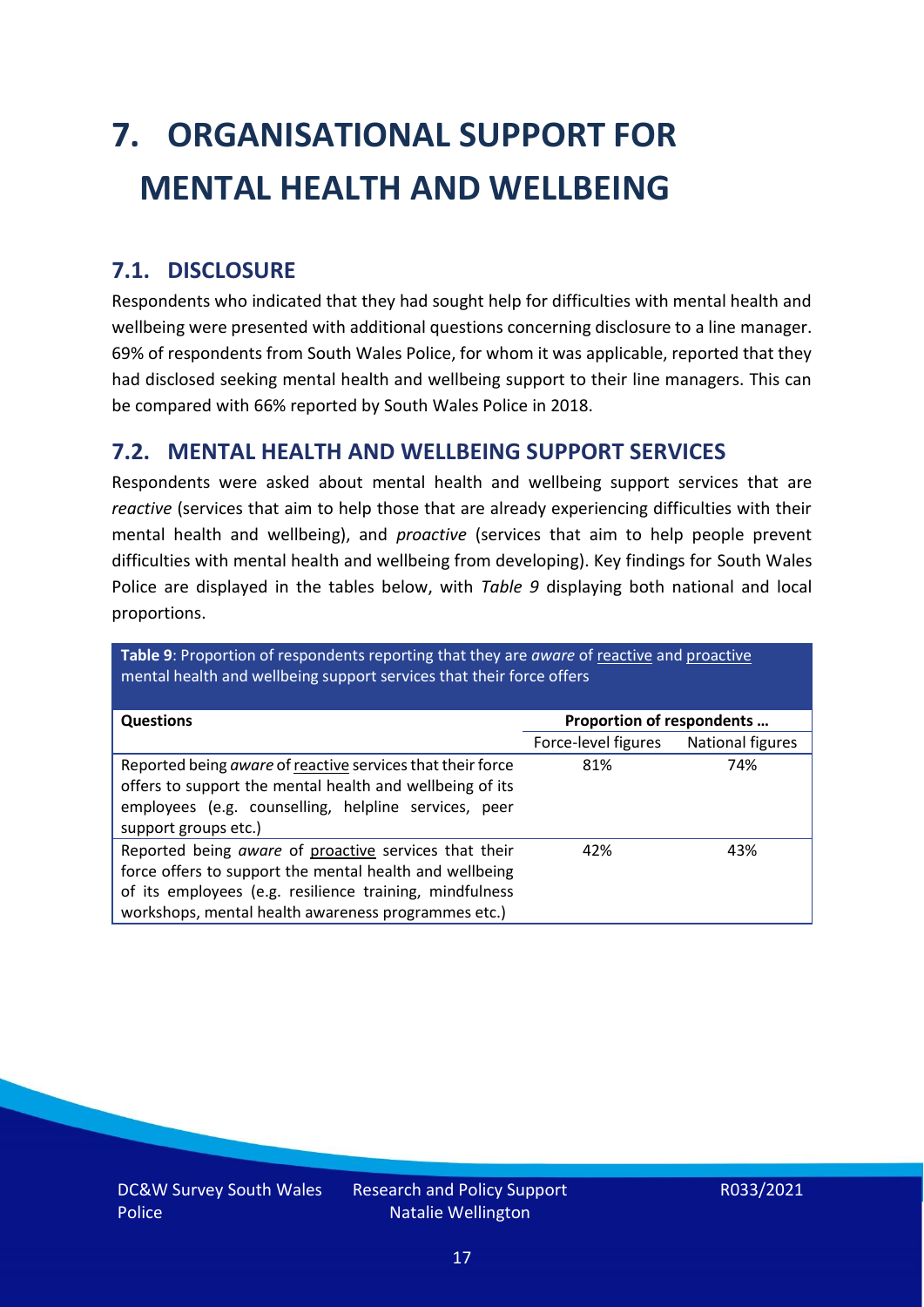# 7. ORGANISATIONAL SUPPORT FOR MENTAL HEALTH AND WELLBEING

## 7.1. DISCLOSURE

Respondents who indicated that they had sought help for difficulties with mental health and wellbeing were presented with additional questions concerning disclosure to a line manager. 69% of respondents from South Wales Police, for whom it was applicable, reported that they had disclosed seeking mental health and wellbeing support to their line managers. This can be compared with 66% reported by South Wales Police in 2018.

## 7.2. MENTAL HEALTH AND WELLBEING SUPPORT SERVICES

Respondents were asked about mental health and wellbeing support services that are *reactive* (services that aim to help those that are already experiencing difficulties with their mental health and wellbeing), and *proactive* (services that aim to help people prevent difficulties with mental health and wellbeing from developing). Key findings for South Wales Police are displayed in the tables below, with *Table 9* displaying both national and local proportions.

**Table 9**: Proportion of respondents reporting that they are *aware* of reactive and proactive mental health and wellbeing support services that their force offers

| Questions | Proportion of respondents … | |
|---|---|---|
| | Force-level figures | National figures |
| Reported being *aware* of reactive services that their force offers to support the mental health and wellbeing of its employees (e.g. counselling, helpline services, peer support groups etc.) | 81% | 74% |
| Reported being *aware* of proactive services that their force offers to support the mental health and wellbeing of its employees (e.g. resilience training, mindfulness workshops, mental health awareness programmes etc.) | 42% | 43% |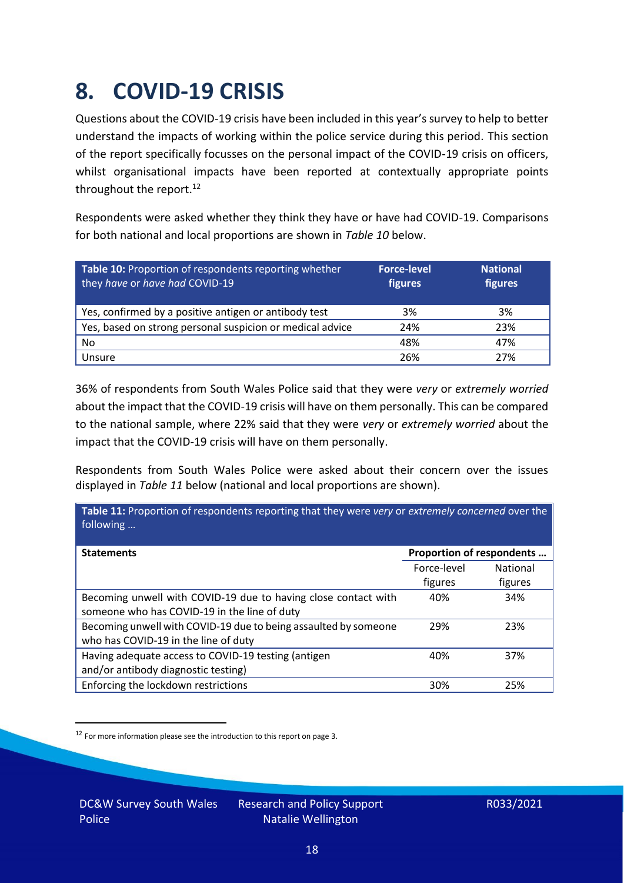# 8. COVID-19 CRISIS

Questions about the COVID-19 crisis have been included in this year's survey to help to better understand the impacts of working within the police service during this period. This section of the report specifically focusses on the personal impact of the COVID-19 crisis on officers, whilst organisational impacts have been reported at contextually appropriate points throughout the report.[12]

Respondents were asked whether they think they have or have had COVID-19. Comparisons for both national and local proportions are shown in *Table 10* below.

| **Table 10:** Proportion of respondents reporting whether they *have* or *have had* COVID-19 | **Force-level figures** | **National figures** |
|---|---|---|
| Yes, confirmed by a positive antigen or antibody test | 3% | 3% |
| Yes, based on strong personal suspicion or medical advice | 24% | 23% |
| No | 48% | 47% |
| Unsure | 26% | 27% |

36% of respondents from South Wales Police said that they were *very* or *extremely worried* about the impact that the COVID-19 crisis will have on them personally. This can be compared to the national sample, where 22% said that they were *very* or *extremely worried* about the impact that the COVID-19 crisis will have on them personally.

Respondents from South Wales Police were asked about their concern over the issues displayed in *Table 11* below (national and local proportions are shown).

**Table 11:** Proportion of respondents reporting that they were *very* or *extremely concerned* over the following …

| **Statements** | **Proportion of respondents …** | |
|---|---|---|
| | Force-level figures | National figures |
| Becoming unwell with COVID-19 due to having close contact with someone who has COVID-19 in the line of duty | 40% | 34% |
| Becoming unwell with COVID-19 due to being assaulted by someone who has COVID-19 in the line of duty | 29% | 23% |
| Having adequate access to COVID-19 testing (antigen and/or antibody diagnostic testing) | 40% | 37% |
| Enforcing the lockdown restrictions | 30% | 25% |

[12] For more information please see the introduction to this report on page 3.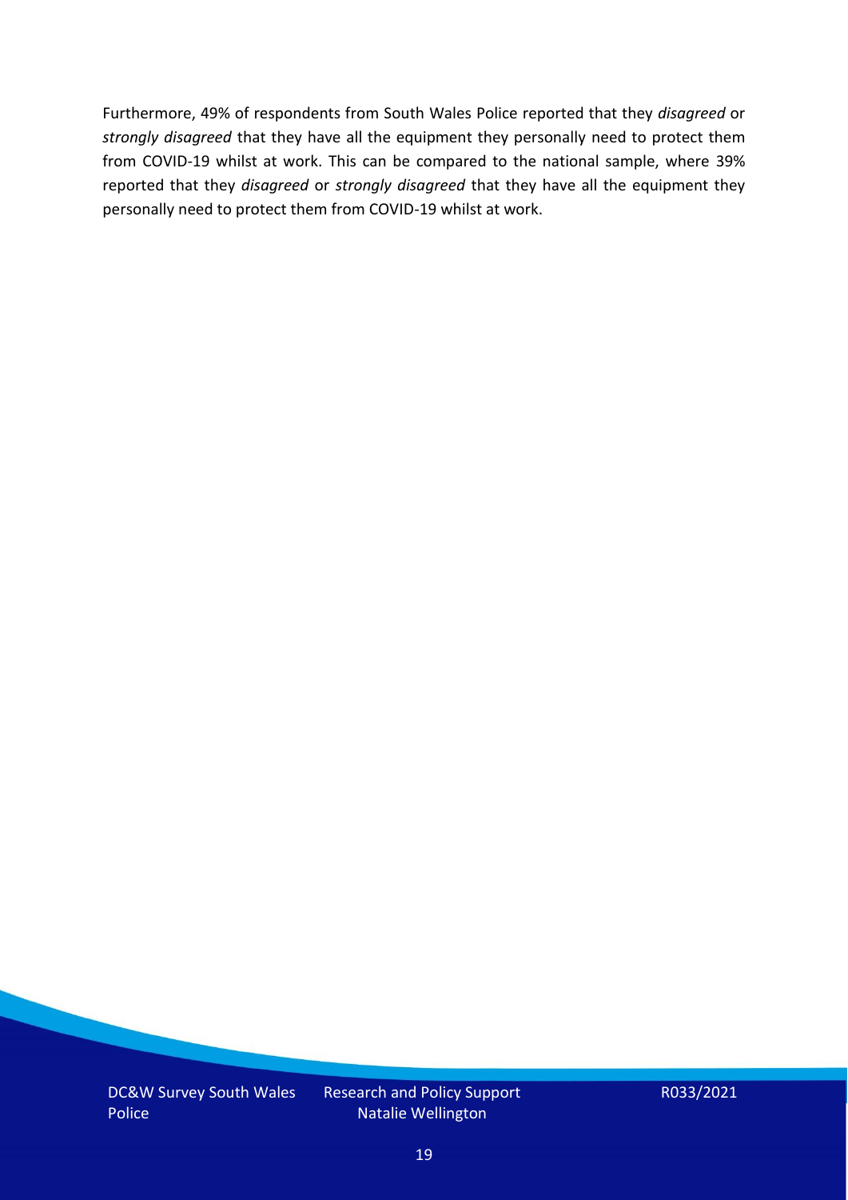Furthermore, 49% of respondents from South Wales Police reported that they *disagreed* or *strongly disagreed* that they have all the equipment they personally need to protect them from COVID-19 whilst at work. This can be compared to the national sample, where 39% reported that they *disagreed* or *strongly disagreed* that they have all the equipment they personally need to protect them from COVID-19 whilst at work.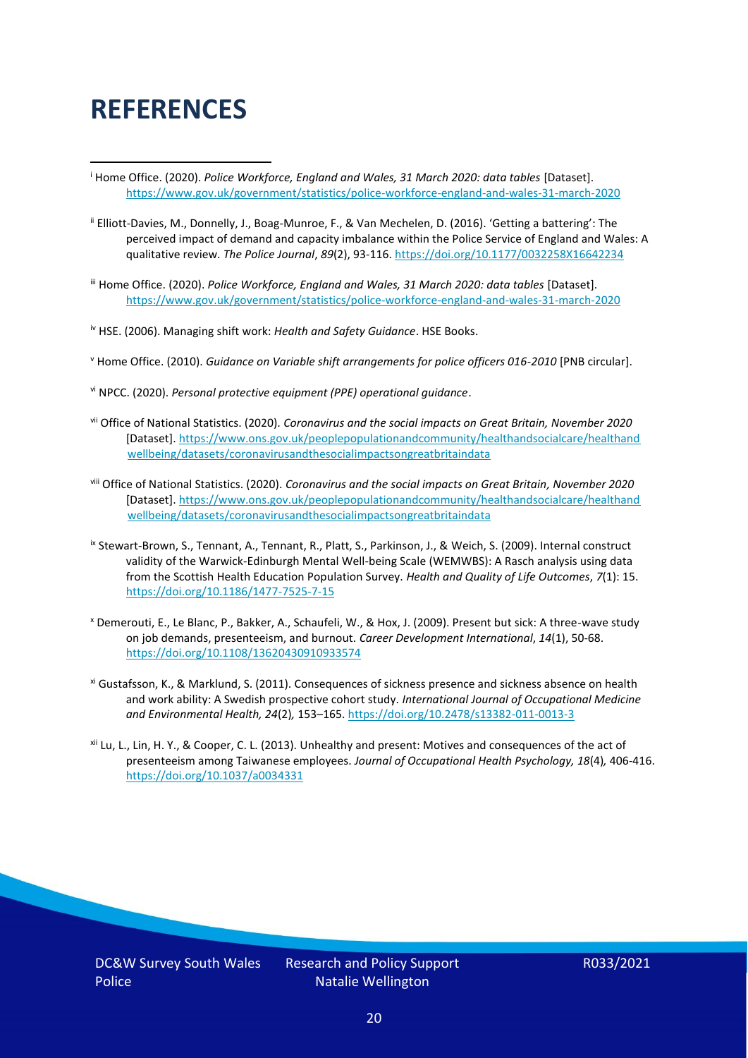# REFERENCES

[i] Home Office. (2020). *Police Workforce, England and Wales, 31 March 2020: data tables* [Dataset]. https://www.gov.uk/government/statistics/police-workforce-england-and-wales-31-march-2020

[ii] Elliott-Davies, M., Donnelly, J., Boag-Munroe, F., & Van Mechelen, D. (2016). 'Getting a battering': The perceived impact of demand and capacity imbalance within the Police Service of England and Wales: A qualitative review. *The Police Journal*, *89*(2), 93-116. https://doi.org/10.1177/0032258X16642234

[iii] Home Office. (2020). *Police Workforce, England and Wales, 31 March 2020: data tables* [Dataset]. https://www.gov.uk/government/statistics/police-workforce-england-and-wales-31-march-2020

[iv] HSE. (2006). Managing shift work: *Health and Safety Guidance*. HSE Books.

[v] Home Office. (2010). *Guidance on Variable shift arrangements for police officers 016-2010* [PNB circular].

[vi] NPCC. (2020). *Personal protective equipment (PPE) operational guidance*.

[vii] Office of National Statistics. (2020). *Coronavirus and the social impacts on Great Britain, November 2020* [Dataset]. https://www.ons.gov.uk/peoplepopulationandcommunity/healthandsocialcare/healthandwellbeing/datasets/coronavirusandthesocialimpactsongreatbritaindata

[viii] Office of National Statistics. (2020). *Coronavirus and the social impacts on Great Britain, November 2020* [Dataset]. https://www.ons.gov.uk/peoplepopulationandcommunity/healthandsocialcare/healthandwellbeing/datasets/coronavirusandthesocialimpactsongreatbritaindata

[ix] Stewart-Brown, S., Tennant, A., Tennant, R., Platt, S., Parkinson, J., & Weich, S. (2009). Internal construct validity of the Warwick-Edinburgh Mental Well-being Scale (WEMWBS): A Rasch analysis using data from the Scottish Health Education Population Survey. *Health and Quality of Life Outcomes*, *7*(1): 15. https://doi.org/10.1186/1477-7525-7-15

[x] Demerouti, E., Le Blanc, P., Bakker, A., Schaufeli, W., & Hox, J. (2009). Present but sick: A three-wave study on job demands, presenteeism, and burnout. *Career Development International*, *14*(1), 50-68. https://doi.org/10.1108/13620430910933574

[xi] Gustafsson, K., & Marklund, S. (2011). Consequences of sickness presence and sickness absence on health and work ability: A Swedish prospective cohort study. *International Journal of Occupational Medicine and Environmental Health, 24*(2)*,* 153–165. https://doi.org/10.2478/s13382-011-0013-3

[xii] Lu, L., Lin, H. Y., & Cooper, C. L. (2013). Unhealthy and present: Motives and consequences of the act of presenteeism among Taiwanese employees. *Journal of Occupational Health Psychology, 18*(4)*,* 406-416. https://doi.org/10.1037/a0034331